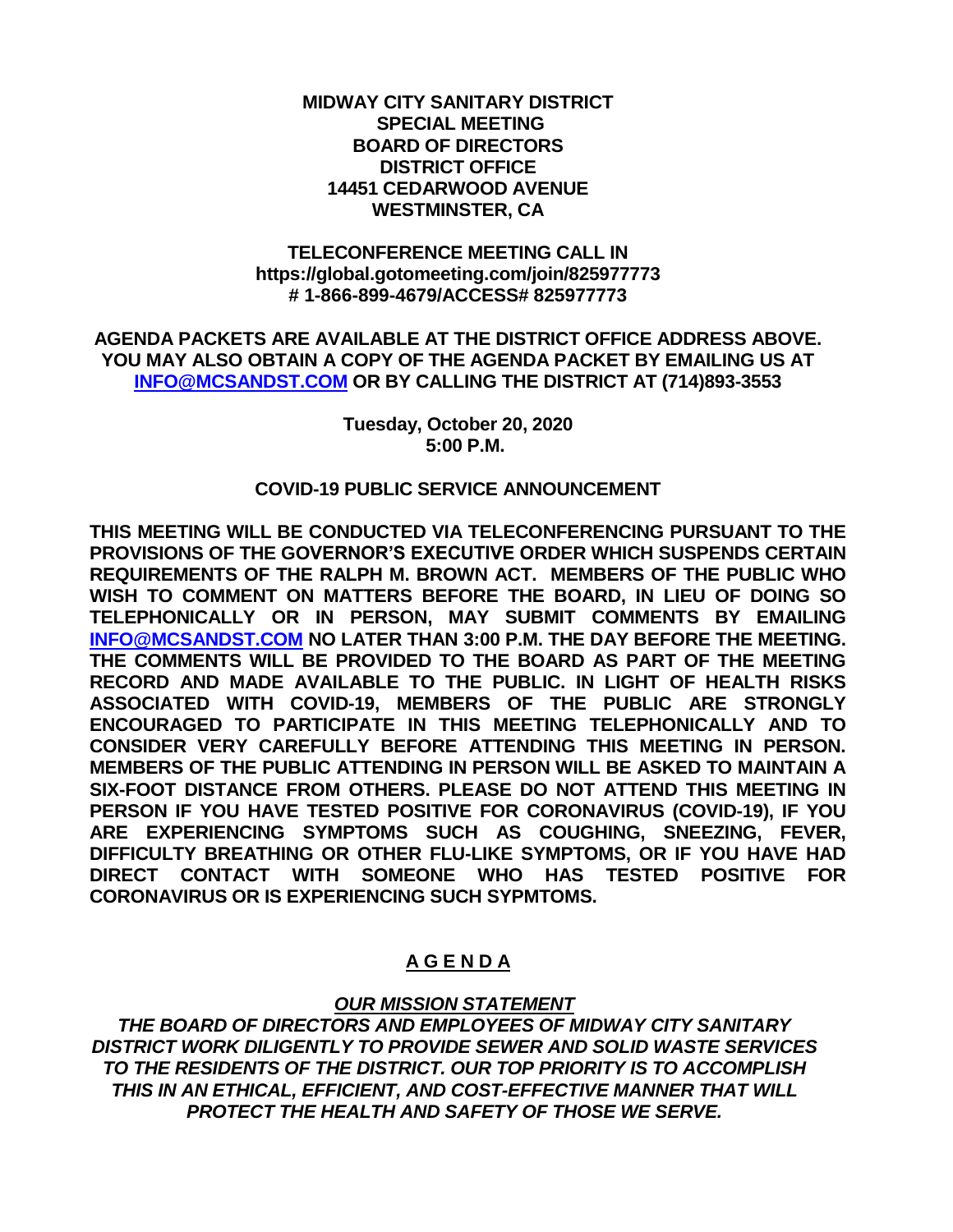**MIDWAY CITY SANITARY DISTRICT**
**SPECIAL MEETING**
**BOARD OF DIRECTORS**
**DISTRICT OFFICE**
**14451 CEDARWOOD AVENUE**
**WESTMINSTER, CA**

**TELECONFERENCE MEETING CALL IN**
**https://global.gotomeeting.com/join/825977773**
**# 1-866-899-4679/ACCESS# 825977773**

**AGENDA PACKETS ARE AVAILABLE AT THE DISTRICT OFFICE ADDRESS ABOVE. YOU MAY ALSO OBTAIN A COPY OF THE AGENDA PACKET BY EMAILING US AT [INFO@MCSANDST.COM](mailto:INFO@MCSANDST.COM) OR BY CALLING THE DISTRICT AT (714)893-3553**

**Tuesday, October 20, 2020**
**5:00 P.M.**

**COVID-19 PUBLIC SERVICE ANNOUNCEMENT**

**THIS MEETING WILL BE CONDUCTED VIA TELECONFERENCING PURSUANT TO THE PROVISIONS OF THE GOVERNOR'S EXECUTIVE ORDER WHICH SUSPENDS CERTAIN REQUIREMENTS OF THE RALPH M. BROWN ACT. MEMBERS OF THE PUBLIC WHO WISH TO COMMENT ON MATTERS BEFORE THE BOARD, IN LIEU OF DOING SO TELEPHONICALLY OR IN PERSON, MAY SUBMIT COMMENTS BY EMAILING [INFO@MCSANDST.COM](mailto:INFO@MCSANDST.COM) NO LATER THAN 3:00 P.M. THE DAY BEFORE THE MEETING. THE COMMENTS WILL BE PROVIDED TO THE BOARD AS PART OF THE MEETING RECORD AND MADE AVAILABLE TO THE PUBLIC. IN LIGHT OF HEALTH RISKS ASSOCIATED WITH COVID-19, MEMBERS OF THE PUBLIC ARE STRONGLY ENCOURAGED TO PARTICIPATE IN THIS MEETING TELEPHONICALLY AND TO CONSIDER VERY CAREFULLY BEFORE ATTENDING THIS MEETING IN PERSON. MEMBERS OF THE PUBLIC ATTENDING IN PERSON WILL BE ASKED TO MAINTAIN A SIX-FOOT DISTANCE FROM OTHERS. PLEASE DO NOT ATTEND THIS MEETING IN PERSON IF YOU HAVE TESTED POSITIVE FOR CORONAVIRUS (COVID-19), IF YOU ARE EXPERIENCING SYMPTOMS SUCH AS COUGHING, SNEEZING, FEVER, DIFFICULTY BREATHING OR OTHER FLU-LIKE SYMPTOMS, OR IF YOU HAVE HAD DIRECT CONTACT WITH SOMEONE WHO HAS TESTED POSITIVE FOR CORONAVIRUS OR IS EXPERIENCING SUCH SYPMTOMS.**

# A G E N D A

***OUR MISSION STATEMENT***

***THE BOARD OF DIRECTORS AND EMPLOYEES OF MIDWAY CITY SANITARY DISTRICT WORK DILIGENTLY TO PROVIDE SEWER AND SOLID WASTE SERVICES TO THE RESIDENTS OF THE DISTRICT. OUR TOP PRIORITY IS TO ACCOMPLISH THIS IN AN ETHICAL, EFFICIENT, AND COST-EFFECTIVE MANNER THAT WILL PROTECT THE HEALTH AND SAFETY OF THOSE WE SERVE.***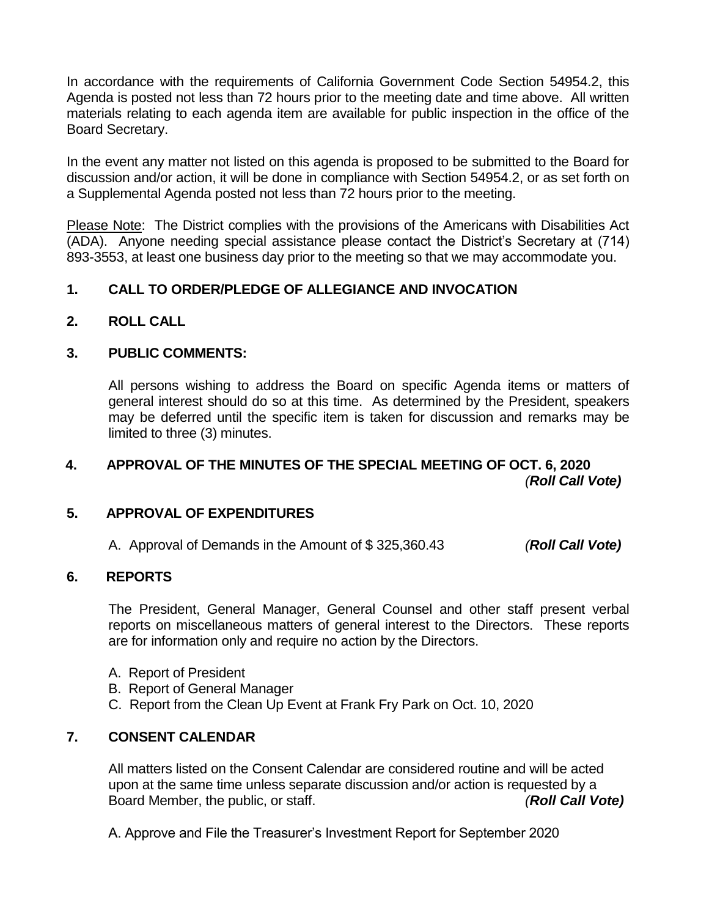In accordance with the requirements of California Government Code Section 54954.2, this Agenda is posted not less than 72 hours prior to the meeting date and time above. All written materials relating to each agenda item are available for public inspection in the office of the Board Secretary.

In the event any matter not listed on this agenda is proposed to be submitted to the Board for discussion and/or action, it will be done in compliance with Section 54954.2, or as set forth on a Supplemental Agenda posted not less than 72 hours prior to the meeting.

Please Note: The District complies with the provisions of the Americans with Disabilities Act (ADA). Anyone needing special assistance please contact the District's Secretary at (714) 893-3553, at least one business day prior to the meeting so that we may accommodate you.

**1. CALL TO ORDER/PLEDGE OF ALLEGIANCE AND INVOCATION**

**2. ROLL CALL**

**3. PUBLIC COMMENTS:**

All persons wishing to address the Board on specific Agenda items or matters of general interest should do so at this time. As determined by the President, speakers may be deferred until the specific item is taken for discussion and remarks may be limited to three (3) minutes.

**4. APPROVAL OF THE MINUTES OF THE SPECIAL MEETING OF OCT. 6, 2020** *(**Roll Call Vote)***

**5. APPROVAL OF EXPENDITURES**

A. Approval of Demands in the Amount of $ 325,360.43 *(**Roll Call Vote)***

**6. REPORTS**

The President, General Manager, General Counsel and other staff present verbal reports on miscellaneous matters of general interest to the Directors. These reports are for information only and require no action by the Directors.

A. Report of President
B. Report of General Manager
C. Report from the Clean Up Event at Frank Fry Park on Oct. 10, 2020

**7. CONSENT CALENDAR**

All matters listed on the Consent Calendar are considered routine and will be acted upon at the same time unless separate discussion and/or action is requested by a Board Member, the public, or staff. *(**Roll Call Vote)***

A. Approve and File the Treasurer's Investment Report for September 2020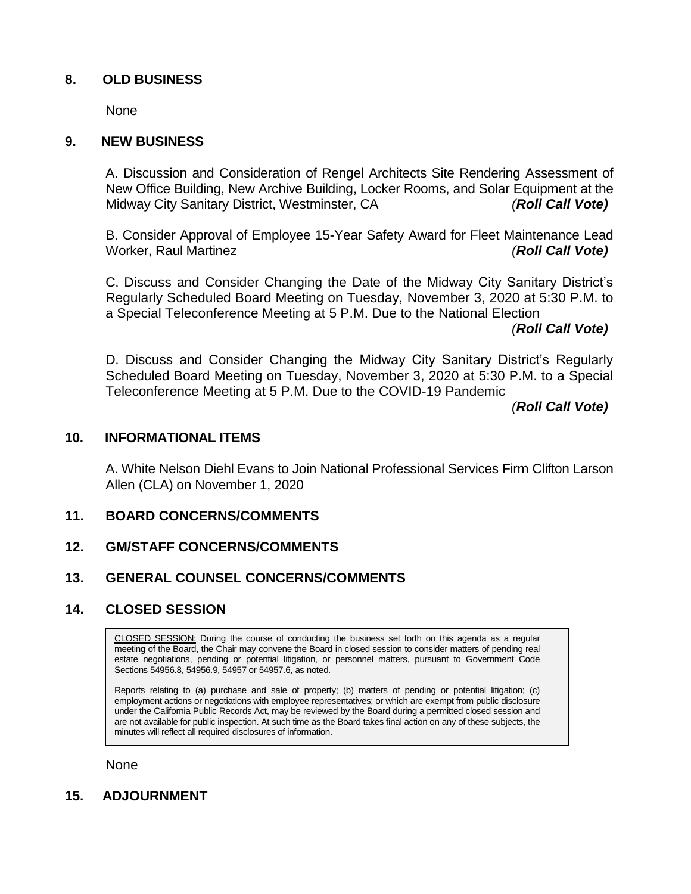## 8. OLD BUSINESS

None

## 9. NEW BUSINESS

A. Discussion and Consideration of Rengel Architects Site Rendering Assessment of New Office Building, New Archive Building, Locker Rooms, and Solar Equipment at the Midway City Sanitary District, Westminster, CA *(**Roll Call Vote)***

B. Consider Approval of Employee 15-Year Safety Award for Fleet Maintenance Lead Worker, Raul Martinez *(**Roll Call Vote)***

C. Discuss and Consider Changing the Date of the Midway City Sanitary District's Regularly Scheduled Board Meeting on Tuesday, November 3, 2020 at 5:30 P.M. to a Special Teleconference Meeting at 5 P.M. Due to the National Election *(**Roll Call Vote)***

D. Discuss and Consider Changing the Midway City Sanitary District's Regularly Scheduled Board Meeting on Tuesday, November 3, 2020 at 5:30 P.M. to a Special Teleconference Meeting at 5 P.M. Due to the COVID-19 Pandemic *(**Roll Call Vote)***

## 10. INFORMATIONAL ITEMS

A. White Nelson Diehl Evans to Join National Professional Services Firm Clifton Larson Allen (CLA) on November 1, 2020

## 11. BOARD CONCERNS/COMMENTS

## 12. GM/STAFF CONCERNS/COMMENTS

## 13. GENERAL COUNSEL CONCERNS/COMMENTS

## 14. CLOSED SESSION

CLOSED SESSION: During the course of conducting the business set forth on this agenda as a regular meeting of the Board, the Chair may convene the Board in closed session to consider matters of pending real estate negotiations, pending or potential litigation, or personnel matters, pursuant to Government Code Sections 54956.8, 54956.9, 54957 or 54957.6, as noted.

Reports relating to (a) purchase and sale of property; (b) matters of pending or potential litigation; (c) employment actions or negotiations with employee representatives; or which are exempt from public disclosure under the California Public Records Act, may be reviewed by the Board during a permitted closed session and are not available for public inspection. At such time as the Board takes final action on any of these subjects, the minutes will reflect all required disclosures of information.

None

## 15. ADJOURNMENT